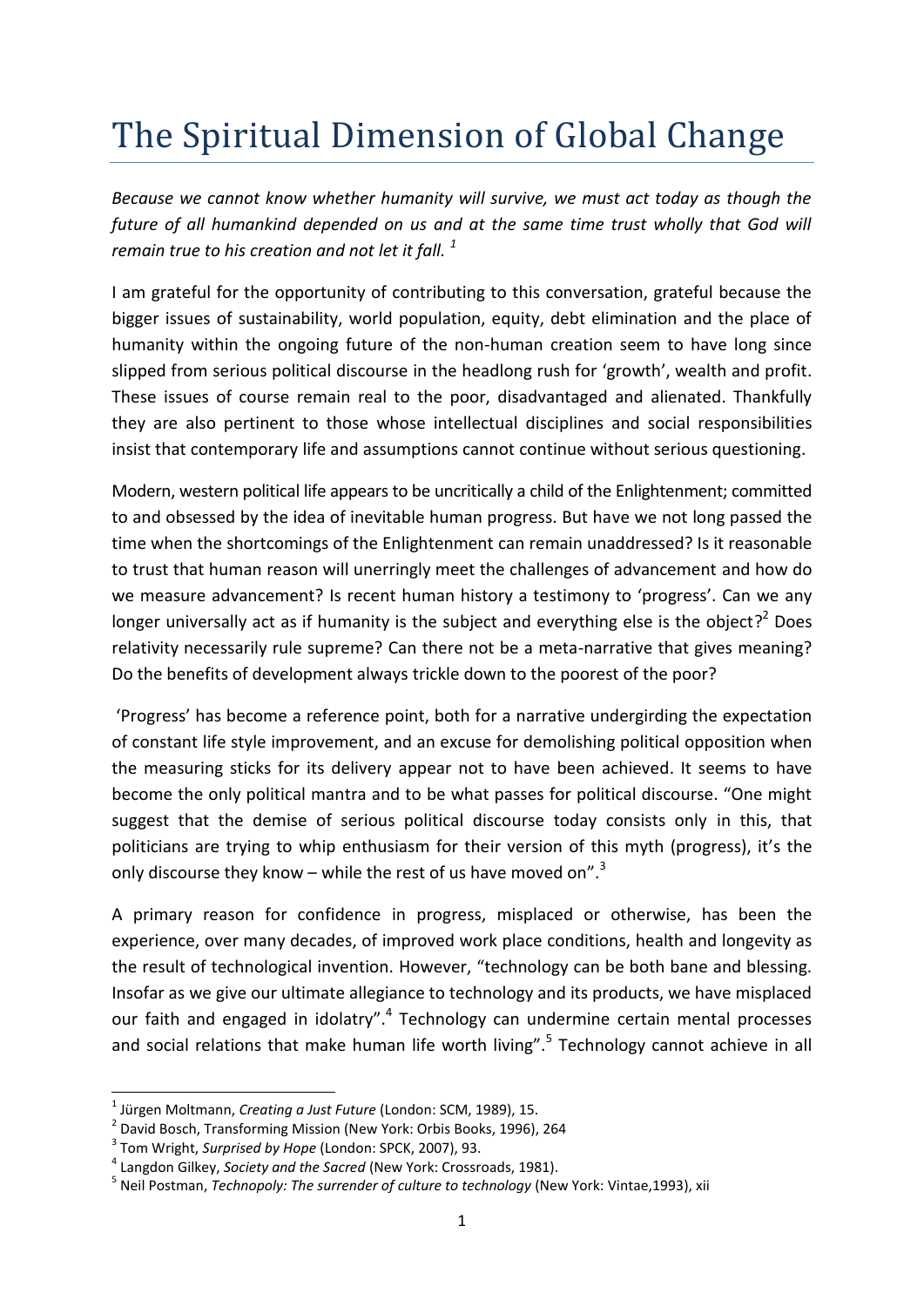# The Spiritual Dimension of Global Change

*Because we cannot know whether humanity will survive, we must act today as though the future of all humankind depended on us and at the same time trust wholly that God will remain true to his creation and not let it fall.* [1]

I am grateful for the opportunity of contributing to this conversation, grateful because the bigger issues of sustainability, world population, equity, debt elimination and the place of humanity within the ongoing future of the non-human creation seem to have long since slipped from serious political discourse in the headlong rush for 'growth', wealth and profit. These issues of course remain real to the poor, disadvantaged and alienated. Thankfully they are also pertinent to those whose intellectual disciplines and social responsibilities insist that contemporary life and assumptions cannot continue without serious questioning.

Modern, western political life appears to be uncritically a child of the Enlightenment; committed to and obsessed by the idea of inevitable human progress. But have we not long passed the time when the shortcomings of the Enlightenment can remain unaddressed? Is it reasonable to trust that human reason will unerringly meet the challenges of advancement and how do we measure advancement? Is recent human history a testimony to 'progress'. Can we any longer universally act as if humanity is the subject and everything else is the object?[2] Does relativity necessarily rule supreme? Can there not be a meta-narrative that gives meaning? Do the benefits of development always trickle down to the poorest of the poor?

'Progress' has become a reference point, both for a narrative undergirding the expectation of constant life style improvement, and an excuse for demolishing political opposition when the measuring sticks for its delivery appear not to have been achieved. It seems to have become the only political mantra and to be what passes for political discourse. "One might suggest that the demise of serious political discourse today consists only in this, that politicians are trying to whip enthusiasm for their version of this myth (progress), it's the only discourse they know – while the rest of us have moved on".[3]

A primary reason for confidence in progress, misplaced or otherwise, has been the experience, over many decades, of improved work place conditions, health and longevity as the result of technological invention. However, "technology can be both bane and blessing. Insofar as we give our ultimate allegiance to technology and its products, we have misplaced our faith and engaged in idolatry".[4] Technology can undermine certain mental processes and social relations that make human life worth living".[5] Technology cannot achieve in all

---

[1] Jürgen Moltmann, *Creating a Just Future* (London: SCM, 1989), 15.

[2] David Bosch, Transforming Mission (New York: Orbis Books, 1996), 264

[3] Tom Wright, *Surprised by Hope* (London: SPCK, 2007), 93.

[4] Langdon Gilkey, *Society and the Sacred* (New York: Crossroads, 1981).

[5] Neil Postman, *Technopoly: The surrender of culture to technology* (New York: Vintae,1993), xii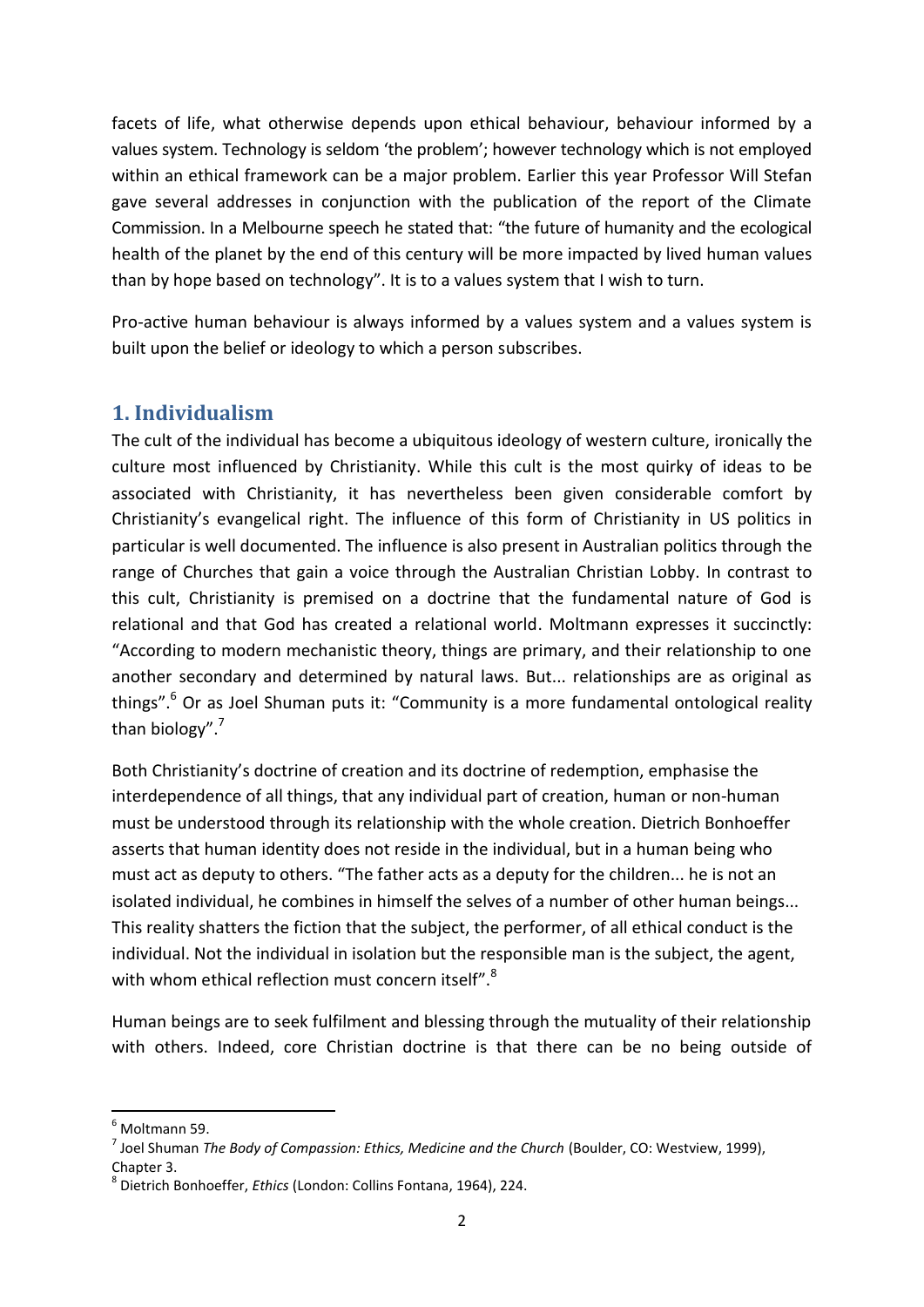facets of life, what otherwise depends upon ethical behaviour, behaviour informed by a values system. Technology is seldom 'the problem'; however technology which is not employed within an ethical framework can be a major problem. Earlier this year Professor Will Stefan gave several addresses in conjunction with the publication of the report of the Climate Commission. In a Melbourne speech he stated that: "the future of humanity and the ecological health of the planet by the end of this century will be more impacted by lived human values than by hope based on technology". It is to a values system that I wish to turn.

Pro-active human behaviour is always informed by a values system and a values system is built upon the belief or ideology to which a person subscribes.

## 1. Individualism

The cult of the individual has become a ubiquitous ideology of western culture, ironically the culture most influenced by Christianity. While this cult is the most quirky of ideas to be associated with Christianity, it has nevertheless been given considerable comfort by Christianity's evangelical right. The influence of this form of Christianity in US politics in particular is well documented. The influence is also present in Australian politics through the range of Churches that gain a voice through the Australian Christian Lobby. In contrast to this cult, Christianity is premised on a doctrine that the fundamental nature of God is relational and that God has created a relational world. Moltmann expresses it succinctly: "According to modern mechanistic theory, things are primary, and their relationship to one another secondary and determined by natural laws. But... relationships are as original as things".[6] Or as Joel Shuman puts it: "Community is a more fundamental ontological reality than biology".[7]

Both Christianity's doctrine of creation and its doctrine of redemption, emphasise the interdependence of all things, that any individual part of creation, human or non-human must be understood through its relationship with the whole creation. Dietrich Bonhoeffer asserts that human identity does not reside in the individual, but in a human being who must act as deputy to others. "The father acts as a deputy for the children... he is not an isolated individual, he combines in himself the selves of a number of other human beings... This reality shatters the fiction that the subject, the performer, of all ethical conduct is the individual. Not the individual in isolation but the responsible man is the subject, the agent, with whom ethical reflection must concern itself".[8]

Human beings are to seek fulfilment and blessing through the mutuality of their relationship with others. Indeed, core Christian doctrine is that there can be no being outside of

---

[6] Moltmann 59.

[7] Joel Shuman *The Body of Compassion: Ethics, Medicine and the Church* (Boulder, CO: Westview, 1999), Chapter 3.

[8] Dietrich Bonhoeffer, *Ethics* (London: Collins Fontana, 1964), 224.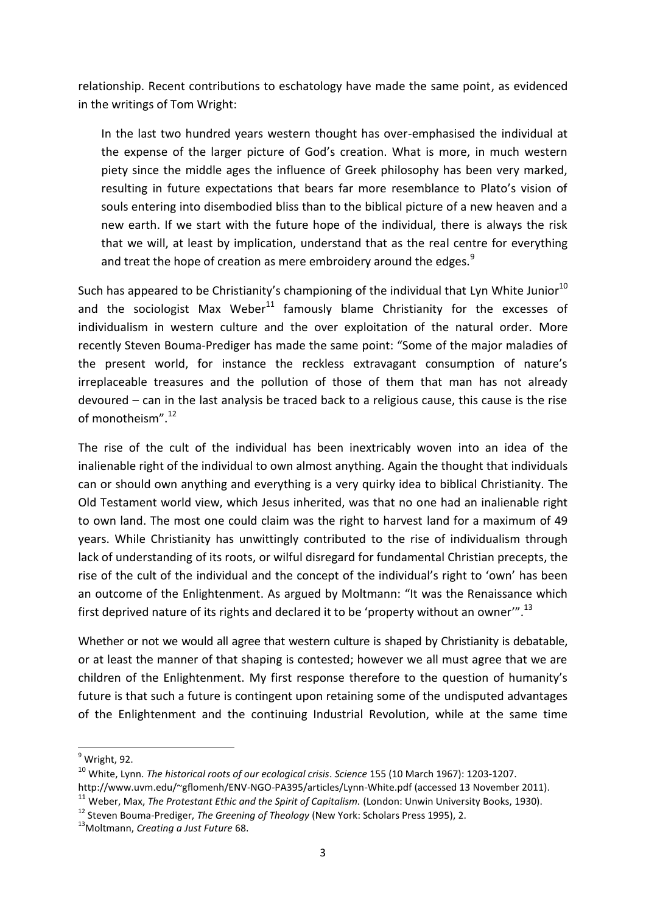relationship. Recent contributions to eschatology have made the same point, as evidenced in the writings of Tom Wright:

> In the last two hundred years western thought has over-emphasised the individual at the expense of the larger picture of God's creation. What is more, in much western piety since the middle ages the influence of Greek philosophy has been very marked, resulting in future expectations that bears far more resemblance to Plato's vision of souls entering into disembodied bliss than to the biblical picture of a new heaven and a new earth. If we start with the future hope of the individual, there is always the risk that we will, at least by implication, understand that as the real centre for everything and treat the hope of creation as mere embroidery around the edges.[9]

Such has appeared to be Christianity's championing of the individual that Lyn White Junior[10] and the sociologist Max Weber[11] famously blame Christianity for the excesses of individualism in western culture and the over exploitation of the natural order. More recently Steven Bouma-Prediger has made the same point: "Some of the major maladies of the present world, for instance the reckless extravagant consumption of nature's irreplaceable treasures and the pollution of those of them that man has not already devoured – can in the last analysis be traced back to a religious cause, this cause is the rise of monotheism".[12]

The rise of the cult of the individual has been inextricably woven into an idea of the inalienable right of the individual to own almost anything. Again the thought that individuals can or should own anything and everything is a very quirky idea to biblical Christianity. The Old Testament world view, which Jesus inherited, was that no one had an inalienable right to own land. The most one could claim was the right to harvest land for a maximum of 49 years. While Christianity has unwittingly contributed to the rise of individualism through lack of understanding of its roots, or wilful disregard for fundamental Christian precepts, the rise of the cult of the individual and the concept of the individual's right to 'own' has been an outcome of the Enlightenment. As argued by Moltmann: "It was the Renaissance which first deprived nature of its rights and declared it to be 'property without an owner'".[13]

Whether or not we would all agree that western culture is shaped by Christianity is debatable, or at least the manner of that shaping is contested; however we all must agree that we are children of the Enlightenment. My first response therefore to the question of humanity's future is that such a future is contingent upon retaining some of the undisputed advantages of the Enlightenment and the continuing Industrial Revolution, while at the same time

---

[9] Wright, 92.

[10] White, Lynn. *The historical roots of our ecological crisis*. *Science* 155 (10 March 1967): 1203-1207. http://www.uvm.edu/~gflomenh/ENV-NGO-PA395/articles/Lynn-White.pdf (accessed 13 November 2011).

[11] Weber, Max, *The Protestant Ethic and the Spirit of Capitalism.* (London: Unwin University Books, 1930).

[12] Steven Bouma-Prediger, *The Greening of Theology* (New York: Scholars Press 1995), 2.

[13] Moltmann, *Creating a Just Future* 68.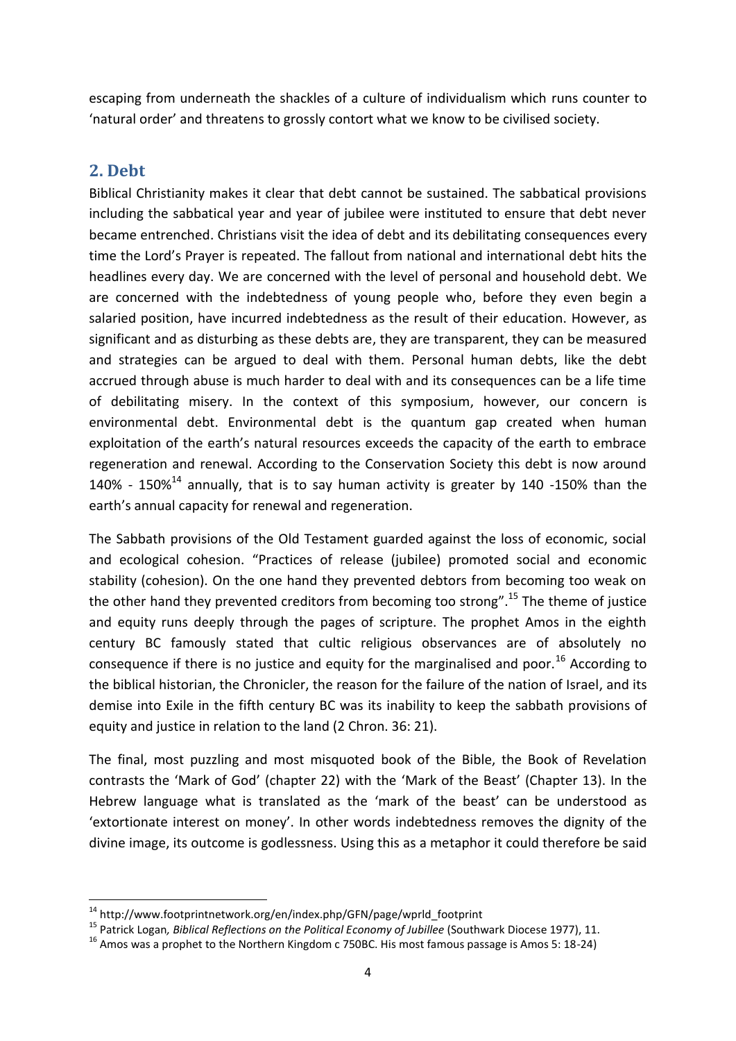escaping from underneath the shackles of a culture of individualism which runs counter to 'natural order' and threatens to grossly contort what we know to be civilised society.

## 2. Debt

Biblical Christianity makes it clear that debt cannot be sustained. The sabbatical provisions including the sabbatical year and year of jubilee were instituted to ensure that debt never became entrenched. Christians visit the idea of debt and its debilitating consequences every time the Lord's Prayer is repeated. The fallout from national and international debt hits the headlines every day. We are concerned with the level of personal and household debt. We are concerned with the indebtedness of young people who, before they even begin a salaried position, have incurred indebtedness as the result of their education. However, as significant and as disturbing as these debts are, they are transparent, they can be measured and strategies can be argued to deal with them. Personal human debts, like the debt accrued through abuse is much harder to deal with and its consequences can be a life time of debilitating misery. In the context of this symposium, however, our concern is environmental debt. Environmental debt is the quantum gap created when human exploitation of the earth's natural resources exceeds the capacity of the earth to embrace regeneration and renewal. According to the Conservation Society this debt is now around 140% - 150%[14] annually, that is to say human activity is greater by 140 -150% than the earth's annual capacity for renewal and regeneration.

The Sabbath provisions of the Old Testament guarded against the loss of economic, social and ecological cohesion. "Practices of release (jubilee) promoted social and economic stability (cohesion). On the one hand they prevented debtors from becoming too weak on the other hand they prevented creditors from becoming too strong".[15] The theme of justice and equity runs deeply through the pages of scripture. The prophet Amos in the eighth century BC famously stated that cultic religious observances are of absolutely no consequence if there is no justice and equity for the marginalised and poor.[16] According to the biblical historian, the Chronicler, the reason for the failure of the nation of Israel, and its demise into Exile in the fifth century BC was its inability to keep the sabbath provisions of equity and justice in relation to the land (2 Chron. 36: 21).

The final, most puzzling and most misquoted book of the Bible, the Book of Revelation contrasts the 'Mark of God' (chapter 22) with the 'Mark of the Beast' (Chapter 13). In the Hebrew language what is translated as the 'mark of the beast' can be understood as 'extortionate interest on money'. In other words indebtedness removes the dignity of the divine image, its outcome is godlessness. Using this as a metaphor it could therefore be said

---

[14] http://www.footprintnetwork.org/en/index.php/GFN/page/wprld_footprint

[15] Patrick Logan*, Biblical Reflections on the Political Economy of Jubillee* (Southwark Diocese 1977), 11.

[16] Amos was a prophet to the Northern Kingdom c 750BC. His most famous passage is Amos 5: 18-24)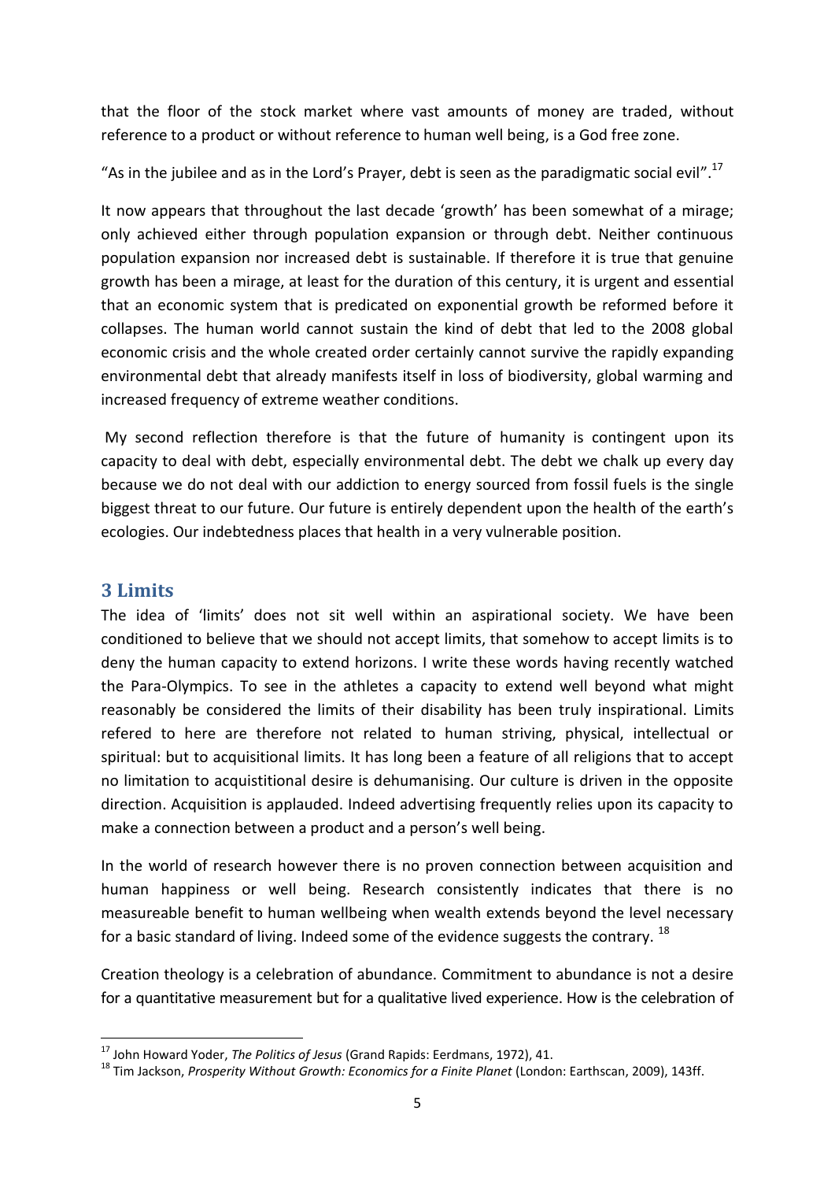that the floor of the stock market where vast amounts of money are traded, without reference to a product or without reference to human well being, is a God free zone.

"As in the jubilee and as in the Lord's Prayer, debt is seen as the paradigmatic social evil".[17]

It now appears that throughout the last decade 'growth' has been somewhat of a mirage; only achieved either through population expansion or through debt. Neither continuous population expansion nor increased debt is sustainable. If therefore it is true that genuine growth has been a mirage, at least for the duration of this century, it is urgent and essential that an economic system that is predicated on exponential growth be reformed before it collapses. The human world cannot sustain the kind of debt that led to the 2008 global economic crisis and the whole created order certainly cannot survive the rapidly expanding environmental debt that already manifests itself in loss of biodiversity, global warming and increased frequency of extreme weather conditions.

My second reflection therefore is that the future of humanity is contingent upon its capacity to deal with debt, especially environmental debt. The debt we chalk up every day because we do not deal with our addiction to energy sourced from fossil fuels is the single biggest threat to our future. Our future is entirely dependent upon the health of the earth's ecologies. Our indebtedness places that health in a very vulnerable position.

## 3 Limits

The idea of 'limits' does not sit well within an aspirational society. We have been conditioned to believe that we should not accept limits, that somehow to accept limits is to deny the human capacity to extend horizons. I write these words having recently watched the Para-Olympics. To see in the athletes a capacity to extend well beyond what might reasonably be considered the limits of their disability has been truly inspirational. Limits refered to here are therefore not related to human striving, physical, intellectual or spiritual: but to acquisitional limits. It has long been a feature of all religions that to accept no limitation to acquistitional desire is dehumanising. Our culture is driven in the opposite direction. Acquisition is applauded. Indeed advertising frequently relies upon its capacity to make a connection between a product and a person's well being.

In the world of research however there is no proven connection between acquisition and human happiness or well being. Research consistently indicates that there is no measureable benefit to human wellbeing when wealth extends beyond the level necessary for a basic standard of living. Indeed some of the evidence suggests the contrary. [18]

Creation theology is a celebration of abundance. Commitment to abundance is not a desire for a quantitative measurement but for a qualitative lived experience. How is the celebration of

---

[17] John Howard Yoder, *The Politics of Jesus* (Grand Rapids: Eerdmans, 1972), 41.

[18] Tim Jackson, *Prosperity Without Growth: Economics for a Finite Planet* (London: Earthscan, 2009), 143ff.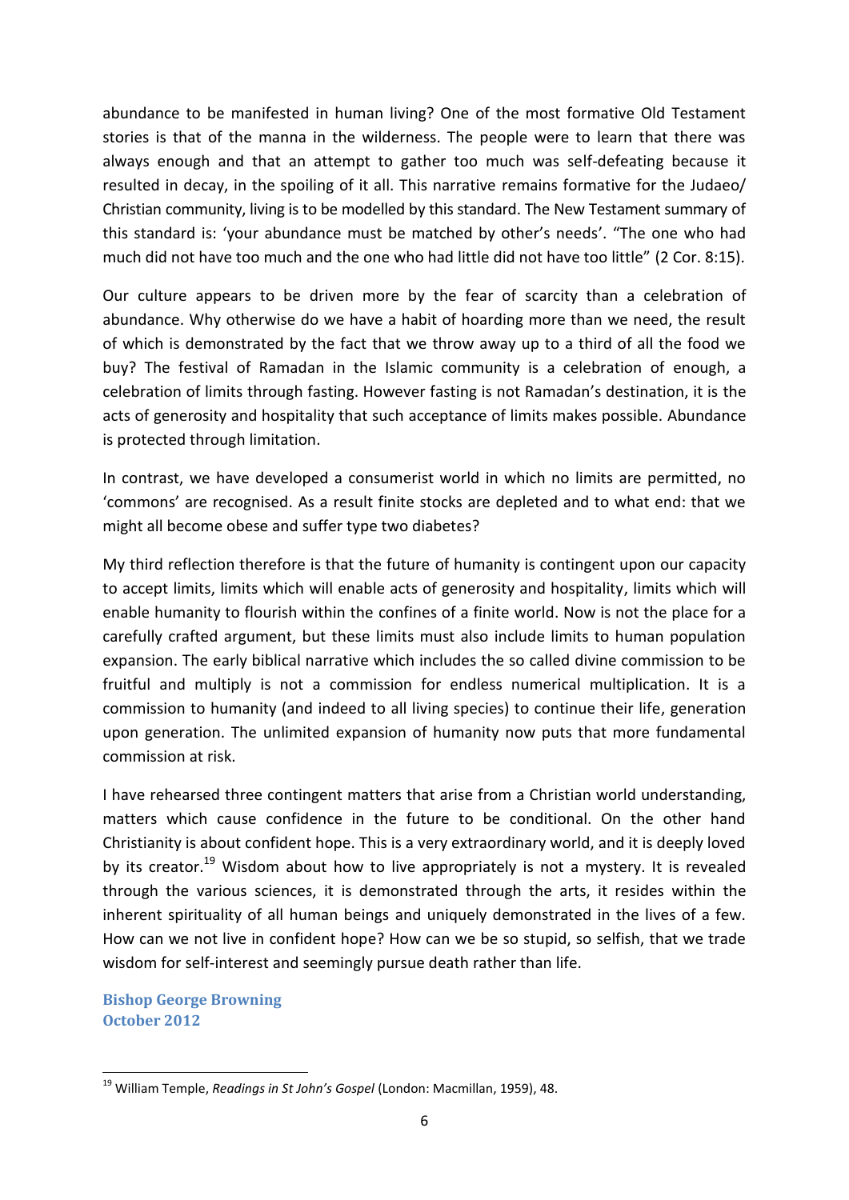abundance to be manifested in human living? One of the most formative Old Testament stories is that of the manna in the wilderness. The people were to learn that there was always enough and that an attempt to gather too much was self-defeating because it resulted in decay, in the spoiling of it all. This narrative remains formative for the Judaeo/ Christian community, living is to be modelled by this standard. The New Testament summary of this standard is: 'your abundance must be matched by other's needs'. "The one who had much did not have too much and the one who had little did not have too little" (2 Cor. 8:15).

Our culture appears to be driven more by the fear of scarcity than a celebration of abundance. Why otherwise do we have a habit of hoarding more than we need, the result of which is demonstrated by the fact that we throw away up to a third of all the food we buy? The festival of Ramadan in the Islamic community is a celebration of enough, a celebration of limits through fasting. However fasting is not Ramadan's destination, it is the acts of generosity and hospitality that such acceptance of limits makes possible. Abundance is protected through limitation.

In contrast, we have developed a consumerist world in which no limits are permitted, no 'commons' are recognised. As a result finite stocks are depleted and to what end: that we might all become obese and suffer type two diabetes?

My third reflection therefore is that the future of humanity is contingent upon our capacity to accept limits, limits which will enable acts of generosity and hospitality, limits which will enable humanity to flourish within the confines of a finite world. Now is not the place for a carefully crafted argument, but these limits must also include limits to human population expansion. The early biblical narrative which includes the so called divine commission to be fruitful and multiply is not a commission for endless numerical multiplication. It is a commission to humanity (and indeed to all living species) to continue their life, generation upon generation. The unlimited expansion of humanity now puts that more fundamental commission at risk.

I have rehearsed three contingent matters that arise from a Christian world understanding, matters which cause confidence in the future to be conditional. On the other hand Christianity is about confident hope. This is a very extraordinary world, and it is deeply loved by its creator.[19] Wisdom about how to live appropriately is not a mystery. It is revealed through the various sciences, it is demonstrated through the arts, it resides within the inherent spirituality of all human beings and uniquely demonstrated in the lives of a few. How can we not live in confident hope? How can we be so stupid, so selfish, that we trade wisdom for self-interest and seemingly pursue death rather than life.

**Bishop George Browning**
**October 2012**

---

[19] William Temple, *Readings in St John's Gospel* (London: Macmillan, 1959), 48.